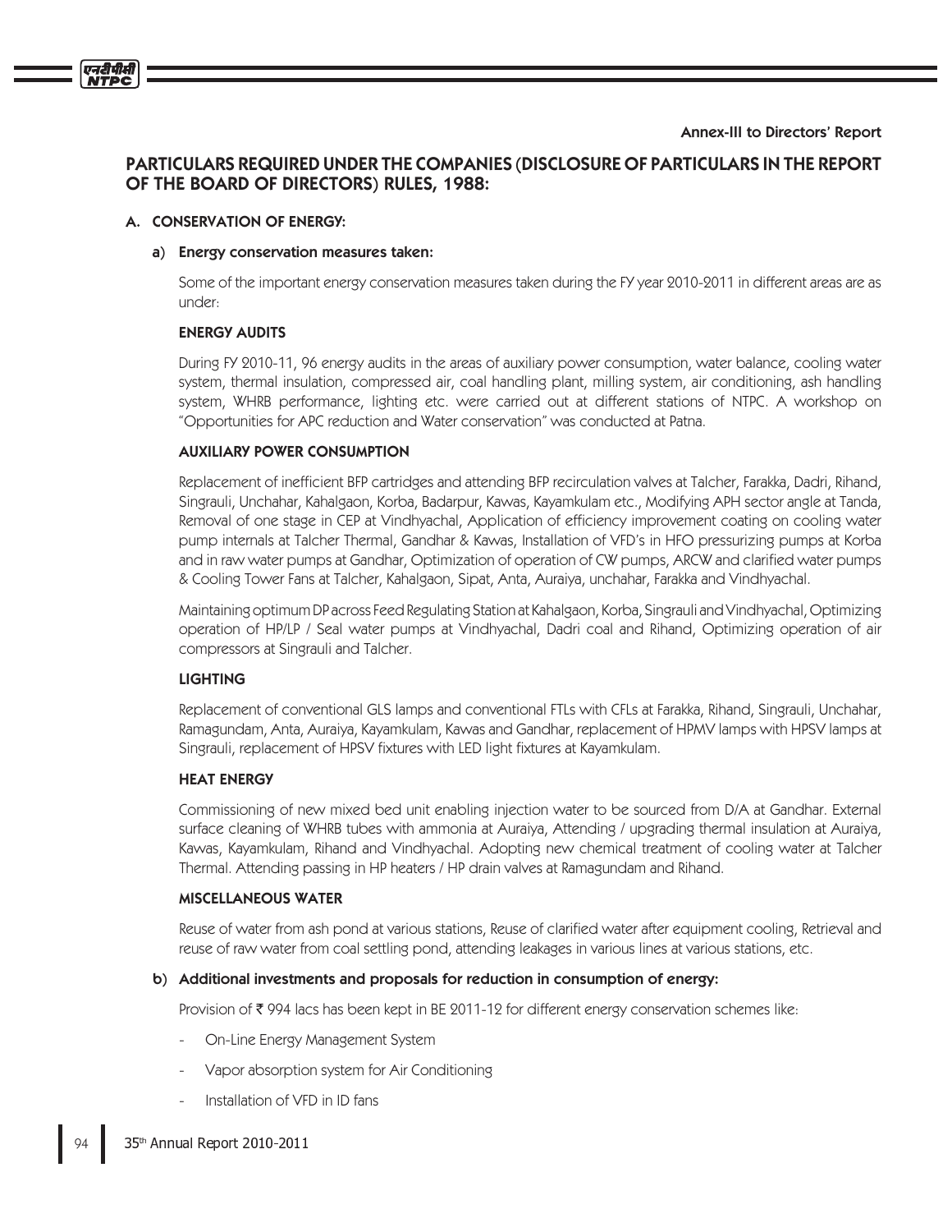**Annex-III to Directors' Report**

# PARTICULARS REQUIRED UNDER THE COMPANIES (DISCLOSURE OF PARTICULARS IN THE REPORT OF THE BOARD OF DIRECTORS) RULES, 1988:

## A. CONSERVATION OF ENERGY:

### a) Energy conservation measures taken:

Some of the important energy conservation measures taken during the FY year 2010-2011 in different areas are as under:

**ENERGY AUDITS**

During FY 2010-11, 96 energy audits in the areas of auxiliary power consumption, water balance, cooling water system, thermal insulation, compressed air, coal handling plant, milling system, air conditioning, ash handling system, WHRB performance, lighting etc. were carried out at different stations of NTPC. A workshop on "Opportunities for APC reduction and Water conservation" was conducted at Patna.

**AUXILIARY POWER CONSUMPTION**

Replacement of inefficient BFP cartridges and attending BFP recirculation valves at Talcher, Farakka, Dadri, Rihand, Singrauli, Unchahar, Kahalgaon, Korba, Badarpur, Kawas, Kayamkulam etc., Modifying APH sector angle at Tanda, Removal of one stage in CEP at Vindhyachal, Application of efficiency improvement coating on cooling water pump internals at Talcher Thermal, Gandhar & Kawas, Installation of VFD's in HFO pressurizing pumps at Korba and in raw water pumps at Gandhar, Optimization of operation of CW pumps, ARCW and clarified water pumps & Cooling Tower Fans at Talcher, Kahalgaon, Sipat, Anta, Auraiya, unchahar, Farakka and Vindhyachal.

Maintaining optimum DP across Feed Regulating Station at Kahalgaon, Korba, Singrauli and Vindhyachal, Optimizing operation of HP/LP / Seal water pumps at Vindhyachal, Dadri coal and Rihand, Optimizing operation of air compressors at Singrauli and Talcher.

**LIGHTING**

Replacement of conventional GLS lamps and conventional FTLs with CFLs at Farakka, Rihand, Singrauli, Unchahar, Ramagundam, Anta, Auraiya, Kayamkulam, Kawas and Gandhar, replacement of HPMV lamps with HPSV lamps at Singrauli, replacement of HPSV fixtures with LED light fixtures at Kayamkulam.

**HEAT ENERGY**

Commissioning of new mixed bed unit enabling injection water to be sourced from D/A at Gandhar. External surface cleaning of WHRB tubes with ammonia at Auraiya, Attending / upgrading thermal insulation at Auraiya, Kawas, Kayamkulam, Rihand and Vindhyachal. Adopting new chemical treatment of cooling water at Talcher Thermal. Attending passing in HP heaters / HP drain valves at Ramagundam and Rihand.

**MISCELLANEOUS WATER**

Reuse of water from ash pond at various stations, Reuse of clarified water after equipment cooling, Retrieval and reuse of raw water from coal settling pond, attending leakages in various lines at various stations, etc.

### b) Additional investments and proposals for reduction in consumption of energy:

Provision of ₹ 994 lacs has been kept in BE 2011-12 for different energy conservation schemes like:

- On-Line Energy Management System
- Vapor absorption system for Air Conditioning
- Installation of VFD in ID fans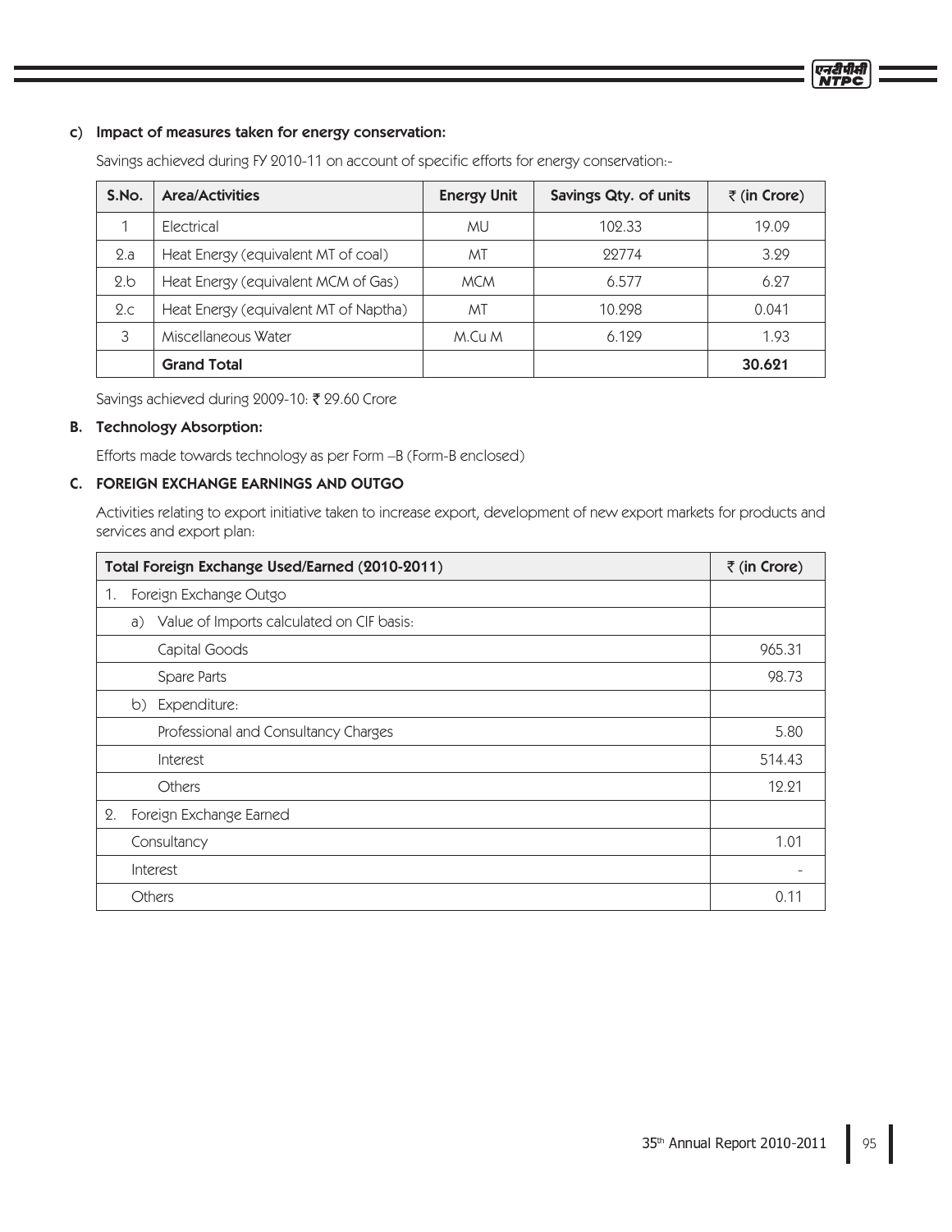### c) Impact of measures taken for energy conservation:

Savings achieved during FY 2010-11 on account of specific efforts for energy conservation:-

| S.No. | Area/Activities | Energy Unit | Savings Qty. of units | ₹ (in Crore) |
|---|---|---|---|---|
| 1 | Electrical | MU | 102.33 | 19.09 |
| 2.a | Heat Energy (equivalent MT of coal) | MT | 22774 | 3.29 |
| 2.b | Heat Energy (equivalent MCM of Gas) | MCM | 6.577 | 6.27 |
| 2.c | Heat Energy (equivalent MT of Naptha) | MT | 10.298 | 0.041 |
| 3 | Miscellaneous Water | M.Cu M | 6.129 | 1.93 |
| | **Grand Total** | | | **30.621** |

Savings achieved during 2009-10: ₹ 29.60 Crore

### B. Technology Absorption:

Efforts made towards technology as per Form –B (Form-B enclosed)

### C. FOREIGN EXCHANGE EARNINGS AND OUTGO

Activities relating to export initiative taken to increase export, development of new export markets for products and services and export plan:

| Total Foreign Exchange Used/Earned (2010-2011) | ₹ (in Crore) |
|---|---|
| 1. Foreign Exchange Outgo | |
| a) Value of Imports calculated on CIF basis: | |
| Capital Goods | 965.31 |
| Spare Parts | 98.73 |
| b) Expenditure: | |
| Professional and Consultancy Charges | 5.80 |
| Interest | 514.43 |
| Others | 12.21 |
| 2. Foreign Exchange Earned | |
| Consultancy | 1.01 |
| Interest | - |
| Others | 0.11 |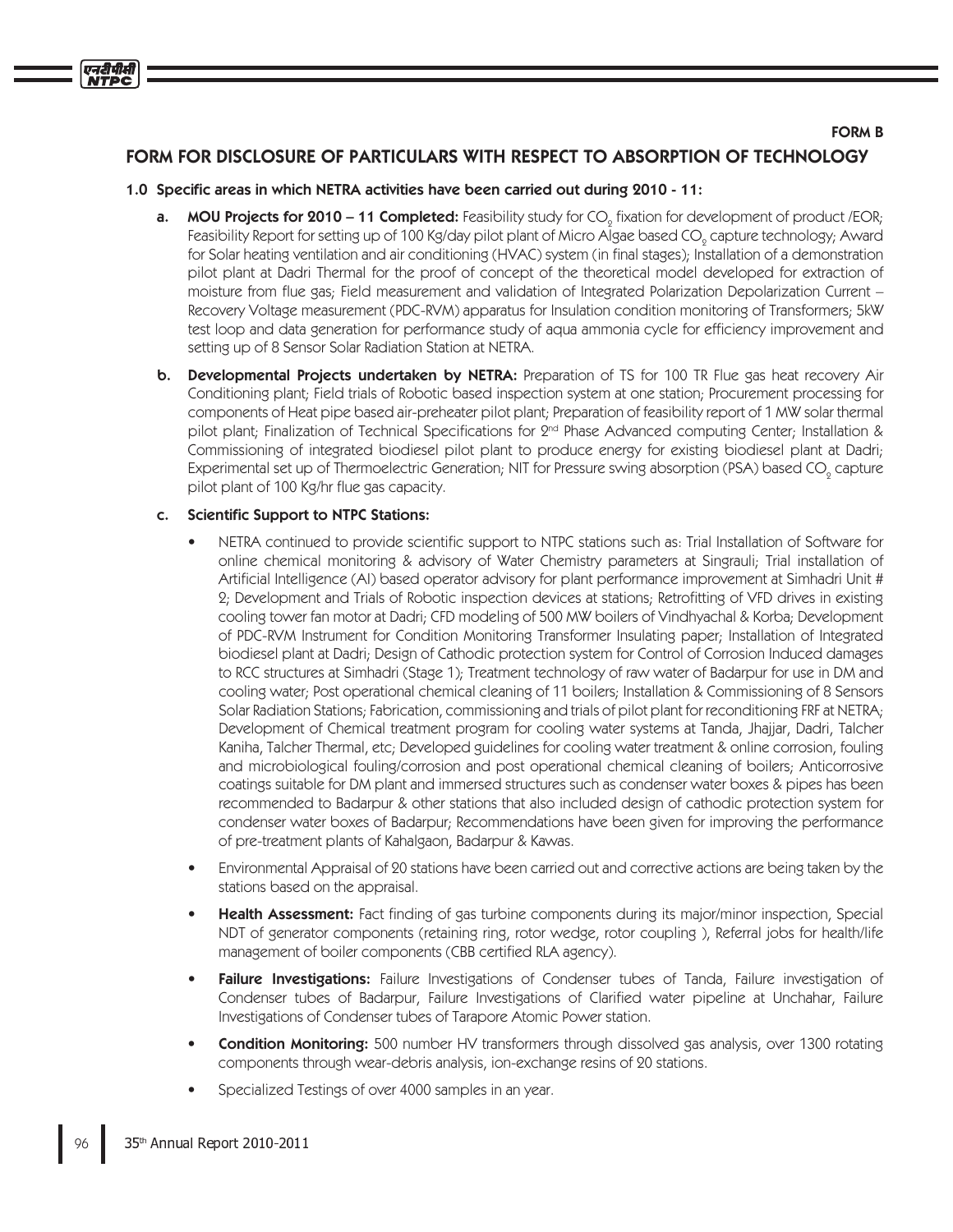FORM B

# FORM FOR DISCLOSURE OF PARTICULARS WITH RESPECT TO ABSORPTION OF TECHNOLOGY

## 1.0 Specific areas in which NETRA activities have been carried out during 2010 - 11:

**a. MOU Projects for 2010 – 11 Completed:** Feasibility study for $CO_2$ fixation for development of product /EOR; Feasibility Report for setting up of 100 Kg/day pilot plant of Micro Algae based $CO_2$ capture technology; Award for Solar heating ventilation and air conditioning (HVAC) system (in final stages); Installation of a demonstration pilot plant at Dadri Thermal for the proof of concept of the theoretical model developed for extraction of moisture from flue gas; Field measurement and validation of Integrated Polarization Depolarization Current – Recovery Voltage measurement (PDC-RVM) apparatus for Insulation condition monitoring of Transformers; 5kW test loop and data generation for performance study of aqua ammonia cycle for efficiency improvement and setting up of 8 Sensor Solar Radiation Station at NETRA.

**b. Developmental Projects undertaken by NETRA:** Preparation of TS for 100 TR Flue gas heat recovery Air Conditioning plant; Field trials of Robotic based inspection system at one station; Procurement processing for components of Heat pipe based air-preheater pilot plant; Preparation of feasibility report of 1 MW solar thermal pilot plant; Finalization of Technical Specifications for 2nd Phase Advanced computing Center; Installation & Commissioning of integrated biodiesel pilot plant to produce energy for existing biodiesel plant at Dadri; Experimental set up of Thermoelectric Generation; NIT for Pressure swing absorption (PSA) based $CO_2$ capture pilot plant of 100 Kg/hr flue gas capacity.

**c. Scientific Support to NTPC Stations:**

- NETRA continued to provide scientific support to NTPC stations such as: Trial Installation of Software for online chemical monitoring & advisory of Water Chemistry parameters at Singrauli; Trial installation of Artificial Intelligence (AI) based operator advisory for plant performance improvement at Simhadri Unit # 2; Development and Trials of Robotic inspection devices at stations; Retrofitting of VFD drives in existing cooling tower fan motor at Dadri; CFD modeling of 500 MW boilers of Vindhyachal & Korba; Development of PDC-RVM Instrument for Condition Monitoring Transformer Insulating paper; Installation of Integrated biodiesel plant at Dadri; Design of Cathodic protection system for Control of Corrosion Induced damages to RCC structures at Simhadri (Stage 1); Treatment technology of raw water of Badarpur for use in DM and cooling water; Post operational chemical cleaning of 11 boilers; Installation & Commissioning of 8 Sensors Solar Radiation Stations; Fabrication, commissioning and trials of pilot plant for reconditioning FRF at NETRA; Development of Chemical treatment program for cooling water systems at Tanda, Jhajjar, Dadri, Talcher Kaniha, Talcher Thermal, etc; Developed guidelines for cooling water treatment & online corrosion, fouling and microbiological fouling/corrosion and post operational chemical cleaning of boilers; Anticorrosive coatings suitable for DM plant and immersed structures such as condenser water boxes & pipes has been recommended to Badarpur & other stations that also included design of cathodic protection system for condenser water boxes of Badarpur; Recommendations have been given for improving the performance of pre-treatment plants of Kahalgaon, Badarpur & Kawas.
- Environmental Appraisal of 20 stations have been carried out and corrective actions are being taken by the stations based on the appraisal.
- **Health Assessment:** Fact finding of gas turbine components during its major/minor inspection, Special NDT of generator components (retaining ring, rotor wedge, rotor coupling ), Referral jobs for health/life management of boiler components (CBB certified RLA agency).
- **Failure Investigations:** Failure Investigations of Condenser tubes of Tanda, Failure investigation of Condenser tubes of Badarpur, Failure Investigations of Clarified water pipeline at Unchahar, Failure Investigations of Condenser tubes of Tarapore Atomic Power station.
- **Condition Monitoring:** 500 number HV transformers through dissolved gas analysis, over 1300 rotating components through wear-debris analysis, ion-exchange resins of 20 stations.
- Specialized Testings of over 4000 samples in an year.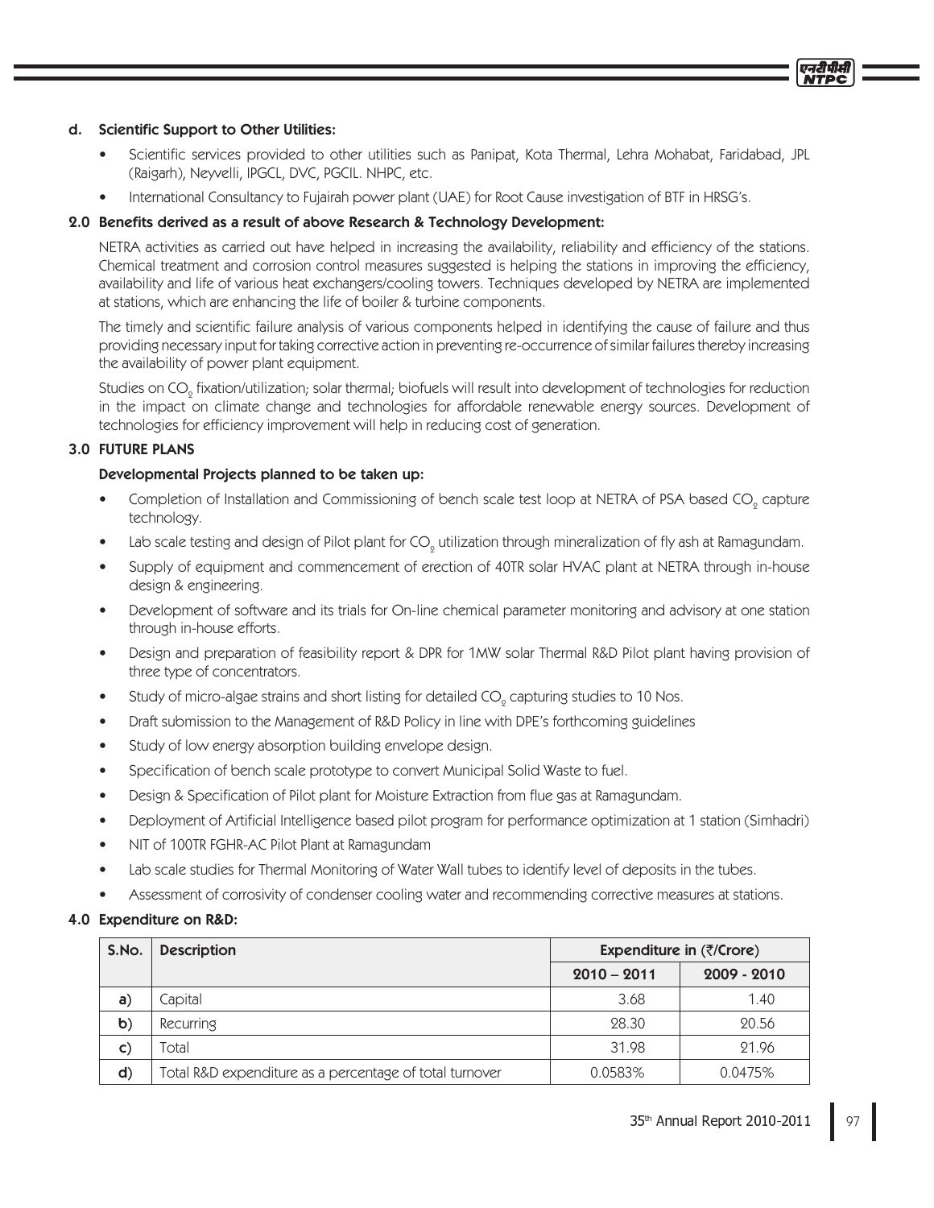#### d. Scientific Support to Other Utilities:

- Scientific services provided to other utilities such as Panipat, Kota Thermal, Lehra Mohabat, Faridabad, JPL (Raigarh), Neyvelli, IPGCL, DVC, PGCIL. NHPC, etc.
- International Consultancy to Fujairah power plant (UAE) for Root Cause investigation of BTF in HRSG's.

### 2.0 Benefits derived as a result of above Research & Technology Development:

NETRA activities as carried out have helped in increasing the availability, reliability and efficiency of the stations. Chemical treatment and corrosion control measures suggested is helping the stations in improving the efficiency, availability and life of various heat exchangers/cooling towers. Techniques developed by NETRA are implemented at stations, which are enhancing the life of boiler & turbine components.

The timely and scientific failure analysis of various components helped in identifying the cause of failure and thus providing necessary input for taking corrective action in preventing re-occurrence of similar failures thereby increasing the availability of power plant equipment.

Studies on $CO_2$ fixation/utilization; solar thermal; biofuels will result into development of technologies for reduction in the impact on climate change and technologies for affordable renewable energy sources. Development of technologies for efficiency improvement will help in reducing cost of generation.

### 3.0 FUTURE PLANS

**Developmental Projects planned to be taken up:**

- Completion of Installation and Commissioning of bench scale test loop at NETRA of PSA based $CO_2$ capture technology.
- Lab scale testing and design of Pilot plant for $CO_2$ utilization through mineralization of fly ash at Ramagundam.
- Supply of equipment and commencement of erection of 40TR solar HVAC plant at NETRA through in-house design & engineering.
- Development of software and its trials for On-line chemical parameter monitoring and advisory at one station through in-house efforts.
- Design and preparation of feasibility report & DPR for 1MW solar Thermal R&D Pilot plant having provision of three type of concentrators.
- Study of micro-algae strains and short listing for detailed $CO_2$ capturing studies to 10 Nos.
- Draft submission to the Management of R&D Policy in line with DPE's forthcoming guidelines
- Study of low energy absorption building envelope design.
- Specification of bench scale prototype to convert Municipal Solid Waste to fuel.
- Design & Specification of Pilot plant for Moisture Extraction from flue gas at Ramagundam.
- Deployment of Artificial Intelligence based pilot program for performance optimization at 1 station (Simhadri)
- NIT of 100TR FGHR-AC Pilot Plant at Ramagundam
- Lab scale studies for Thermal Monitoring of Water Wall tubes to identify level of deposits in the tubes.
- Assessment of corrosivity of condenser cooling water and recommending corrective measures at stations.

### 4.0 Expenditure on R&D:

| S.No. | Description | Expenditure in (₹/Crore) | |
|---|---|---|---|
| | | 2010 – 2011 | 2009 - 2010 |
| a) | Capital | 3.68 | 1.40 |
| b) | Recurring | 28.30 | 20.56 |
| c) | Total | 31.98 | 21.96 |
| d) | Total R&D expenditure as a percentage of total turnover | 0.0583% | 0.0475% |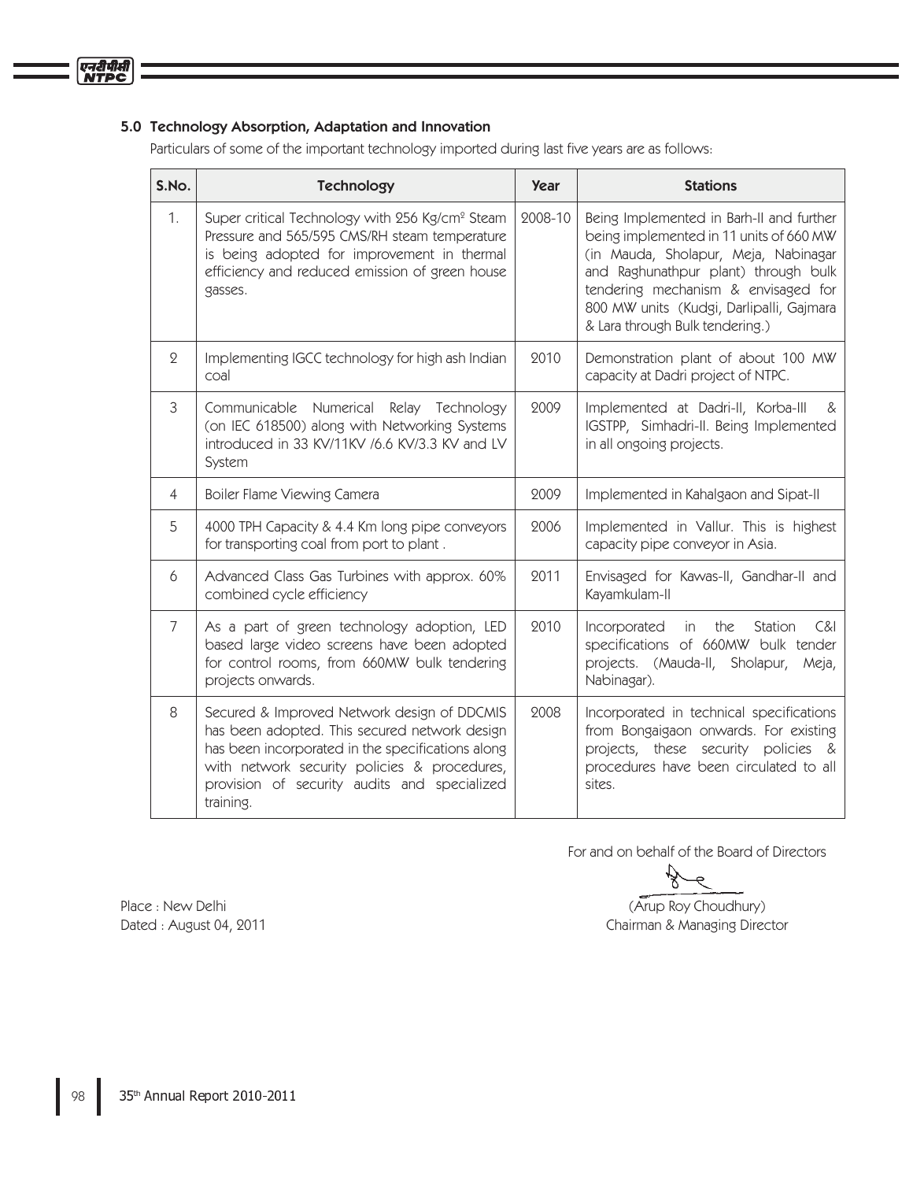## 5.0 Technology Absorption, Adaptation and Innovation

Particulars of some of the important technology imported during last five years are as follows:

| S.No. | Technology | Year | Stations |
|---|---|---|---|
| 1. | Super critical Technology with 256 Kg/cm$^2$ Steam Pressure and 565/595 CMS/RH steam temperature is being adopted for improvement in thermal efficiency and reduced emission of green house gasses. | 2008-10 | Being Implemented in Barh-II and further being implemented in 11 units of 660 MW (in Mauda, Sholapur, Meja, Nabinagar and Raghunathpur plant) through bulk tendering mechanism & envisaged for 800 MW units (Kudgi, Darlipalli, Gajmara & Lara through Bulk tendering.) |
| 2 | Implementing IGCC technology for high ash Indian coal | 2010 | Demonstration plant of about 100 MW capacity at Dadri project of NTPC. |
| 3 | Communicable Numerical Relay Technology (on IEC 618500) along with Networking Systems introduced in 33 KV/11KV /6.6 KV/3.3 KV and LV System | 2009 | Implemented at Dadri-II, Korba-III & IGSTPP, Simhadri-II. Being Implemented in all ongoing projects. |
| 4 | Boiler Flame Viewing Camera | 2009 | Implemented in Kahalgaon and Sipat-II |
| 5 | 4000 TPH Capacity & 4.4 Km long pipe conveyors for transporting coal from port to plant . | 2006 | Implemented in Vallur. This is highest capacity pipe conveyor in Asia. |
| 6 | Advanced Class Gas Turbines with approx. 60% combined cycle efficiency | 2011 | Envisaged for Kawas-II, Gandhar-II and Kayamkulam-II |
| 7 | As a part of green technology adoption, LED based large video screens have been adopted for control rooms, from 660MW bulk tendering projects onwards. | 2010 | Incorporated in the Station C&I specifications of 660MW bulk tender projects. (Mauda-II, Sholapur, Meja, Nabinagar). |
| 8 | Secured & Improved Network design of DDCMIS has been adopted. This secured network design has been incorporated in the specifications along with network security policies & procedures, provision of security audits and specialized training. | 2008 | Incorporated in technical specifications from Bongaigaon onwards. For existing projects, these security policies & procedures have been circulated to all sites. |

For and on behalf of the Board of Directors

Place : New Delhi
Dated : August 04, 2011

(Arup Roy Choudhury)
Chairman & Managing Director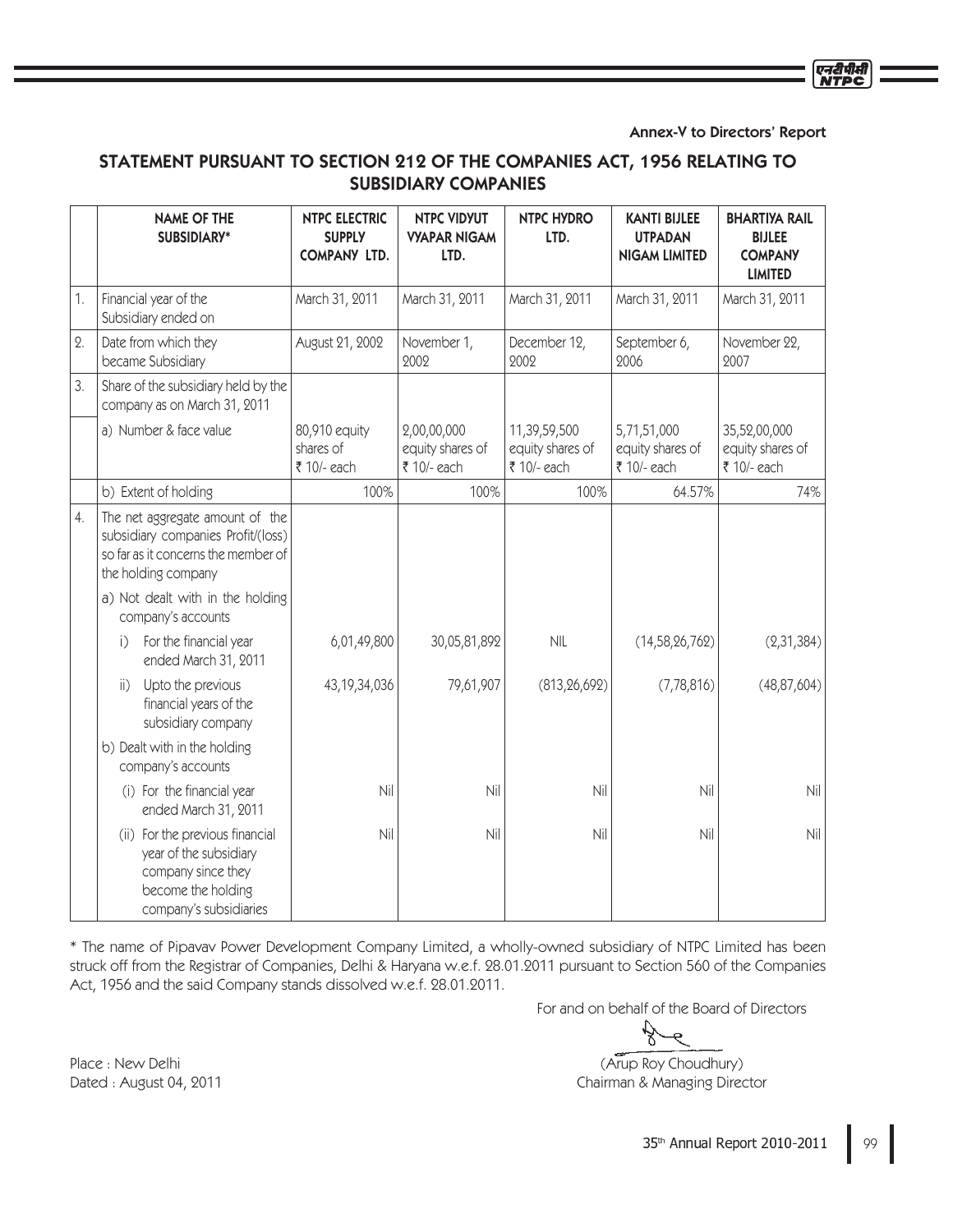**Annex-V to Directors' Report**

# STATEMENT PURSUANT TO SECTION 212 OF THE COMPANIES ACT, 1956 RELATING TO SUBSIDIARY COMPANIES

| | NAME OF THE SUBSIDIARY* | NTPC ELECTRIC SUPPLY COMPANY LTD. | NTPC VIDYUT VYAPAR NIGAM LTD. | NTPC HYDRO LTD. | KANTI BIJLEE UTPADAN NIGAM LIMITED | BHARTIYA RAIL BIJLEE COMPANY LIMITED |
|---|---|---|---|---|---|---|
| 1. | Financial year of the Subsidiary ended on | March 31, 2011 | March 31, 2011 | March 31, 2011 | March 31, 2011 | March 31, 2011 |
| 2. | Date from which they became Subsidiary | August 21, 2002 | November 1, 2002 | December 12, 2002 | September 6, 2006 | November 22, 2007 |
| 3. | Share of the subsidiary held by the company as on March 31, 2011 | | | | | |
| | a) Number & face value | 80,910 equity shares of ₹ 10/- each | 2,00,00,000 equity shares of ₹ 10/- each | 11,39,59,500 equity shares of ₹ 10/- each | 5,71,51,000 equity shares of ₹ 10/- each | 35,52,00,000 equity shares of ₹ 10/- each |
| | b) Extent of holding | 100% | 100% | 100% | 64.57% | 74% |
| 4. | The net aggregate amount of the subsidiary companies Profit/(loss) so far as it concerns the member of the holding company | | | | | |
| | a) Not dealt with in the holding company's accounts | | | | | |
| | i) For the financial year ended March 31, 2011 | 6,01,49,800 | 30,05,81,892 | NIL | (14,58,26,762) | (2,31,384) |
| | ii) Upto the previous financial years of the subsidiary company | 43,19,34,036 | 79,61,907 | (813,26,692) | (7,78,816) | (48,87,604) |
| | b) Dealt with in the holding company's accounts | | | | | |
| | (i) For the financial year ended March 31, 2011 | Nil | Nil | Nil | Nil | Nil |
| | (ii) For the previous financial year of the subsidiary company since they become the holding company's subsidiaries | Nil | Nil | Nil | Nil | Nil |

* The name of Pipavav Power Development Company Limited, a wholly-owned subsidiary of NTPC Limited has been struck off from the Registrar of Companies, Delhi & Haryana w.e.f. 28.01.2011 pursuant to Section 560 of the Companies Act, 1956 and the said Company stands dissolved w.e.f. 28.01.2011.

For and on behalf of the Board of Directors

(Arup Roy Choudhury)
Chairman & Managing Director

Place : New Delhi
Dated : August 04, 2011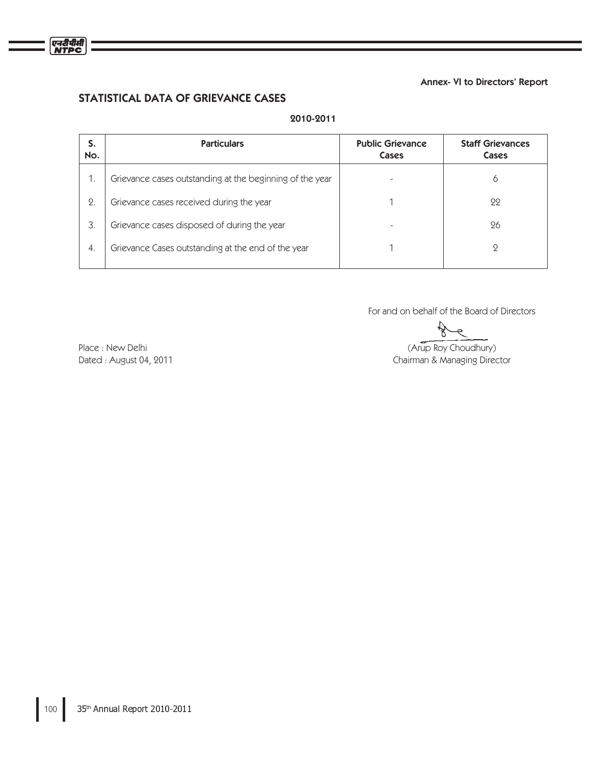Annex- VI to Directors' Report

## STATISTICAL DATA OF GRIEVANCE CASES

**2010-2011**

| S. No. | Particulars | Public Grievance Cases | Staff Grievances Cases |
|---|---|---|---|
| 1. | Grievance cases outstanding at the beginning of the year | - | 6 |
| 2. | Grievance cases received during the year | 1 | 22 |
| 3. | Grievance cases disposed of during the year | - | 26 |
| 4. | Grievance Cases outstanding at the end of the year | 1 | 2 |

For and on behalf of the Board of Directors

(Arup Roy Choudhury)
Chairman & Managing Director

Place : New Delhi
Dated : August 04, 2011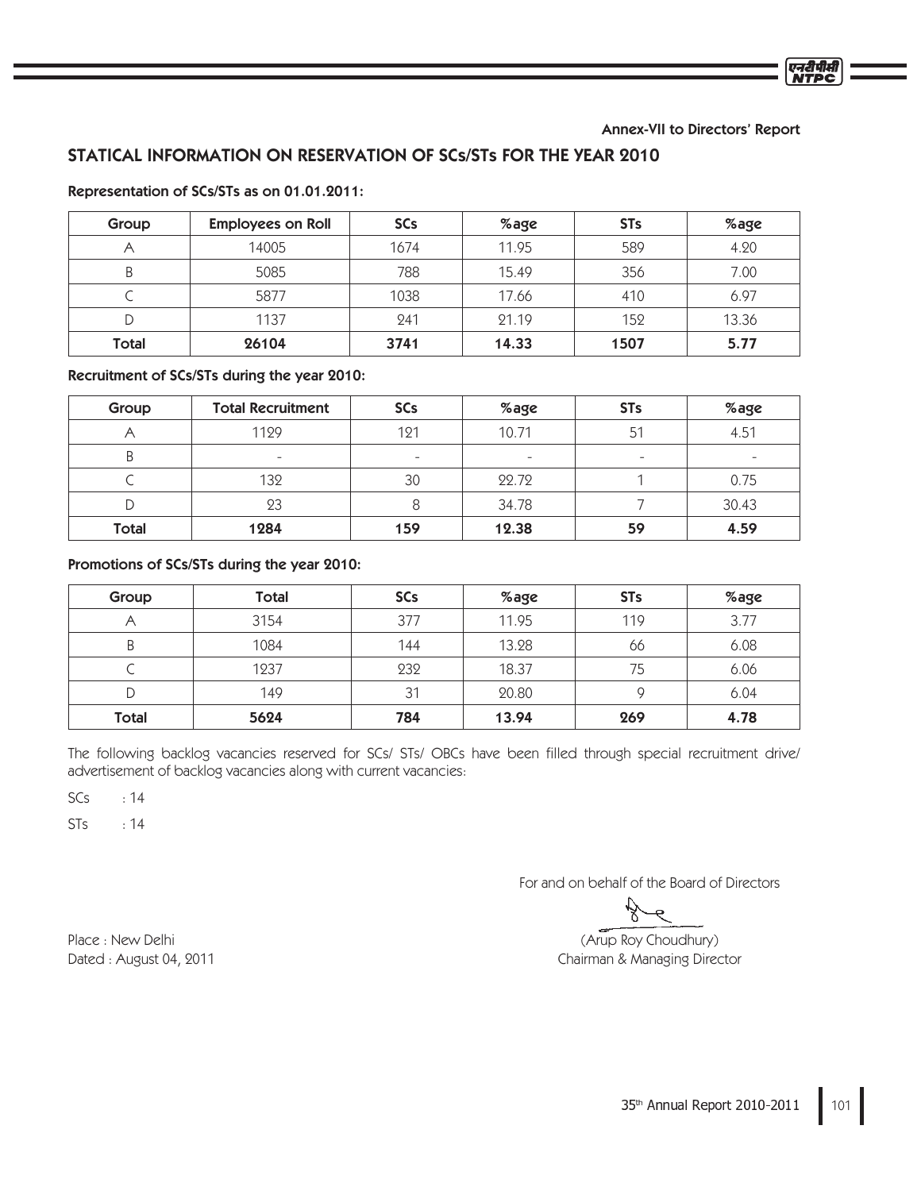Annex-VII to Directors' Report

## STATICAL INFORMATION ON RESERVATION OF SCs/STs FOR THE YEAR 2010

**Representation of SCs/STs as on 01.01.2011:**

| Group | Employees on Roll | SCs | %age | STs | %age |
|---|---|---|---|---|---|
| A | 14005 | 1674 | 11.95 | 589 | 4.20 |
| B | 5085 | 788 | 15.49 | 356 | 7.00 |
| C | 5877 | 1038 | 17.66 | 410 | 6.97 |
| D | 1137 | 241 | 21.19 | 152 | 13.36 |
| **Total** | **26104** | **3741** | **14.33** | **1507** | **5.77** |

**Recruitment of SCs/STs during the year 2010:**

| Group | Total Recruitment | SCs | %age | STs | %age |
|---|---|---|---|---|---|
| A | 1129 | 121 | 10.71 | 51 | 4.51 |
| B | - | - | - | - | - |
| C | 132 | 30 | 22.72 | 1 | 0.75 |
| D | 23 | 8 | 34.78 | 7 | 30.43 |
| **Total** | **1284** | **159** | **12.38** | **59** | **4.59** |

**Promotions of SCs/STs during the year 2010:**

| Group | Total | SCs | %age | STs | %age |
|---|---|---|---|---|---|
| A | 3154 | 377 | 11.95 | 119 | 3.77 |
| B | 1084 | 144 | 13.28 | 66 | 6.08 |
| C | 1237 | 232 | 18.37 | 75 | 6.06 |
| D | 149 | 31 | 20.80 | 9 | 6.04 |
| **Total** | **5624** | **784** | **13.94** | **269** | **4.78** |

The following backlog vacancies reserved for SCs/ STs/ OBCs have been filled through special recruitment drive/ advertisement of backlog vacancies along with current vacancies:

SCs : 14

STs : 14

For and on behalf of the Board of Directors

(Arup Roy Choudhury)
Chairman & Managing Director

Place : New Delhi
Dated : August 04, 2011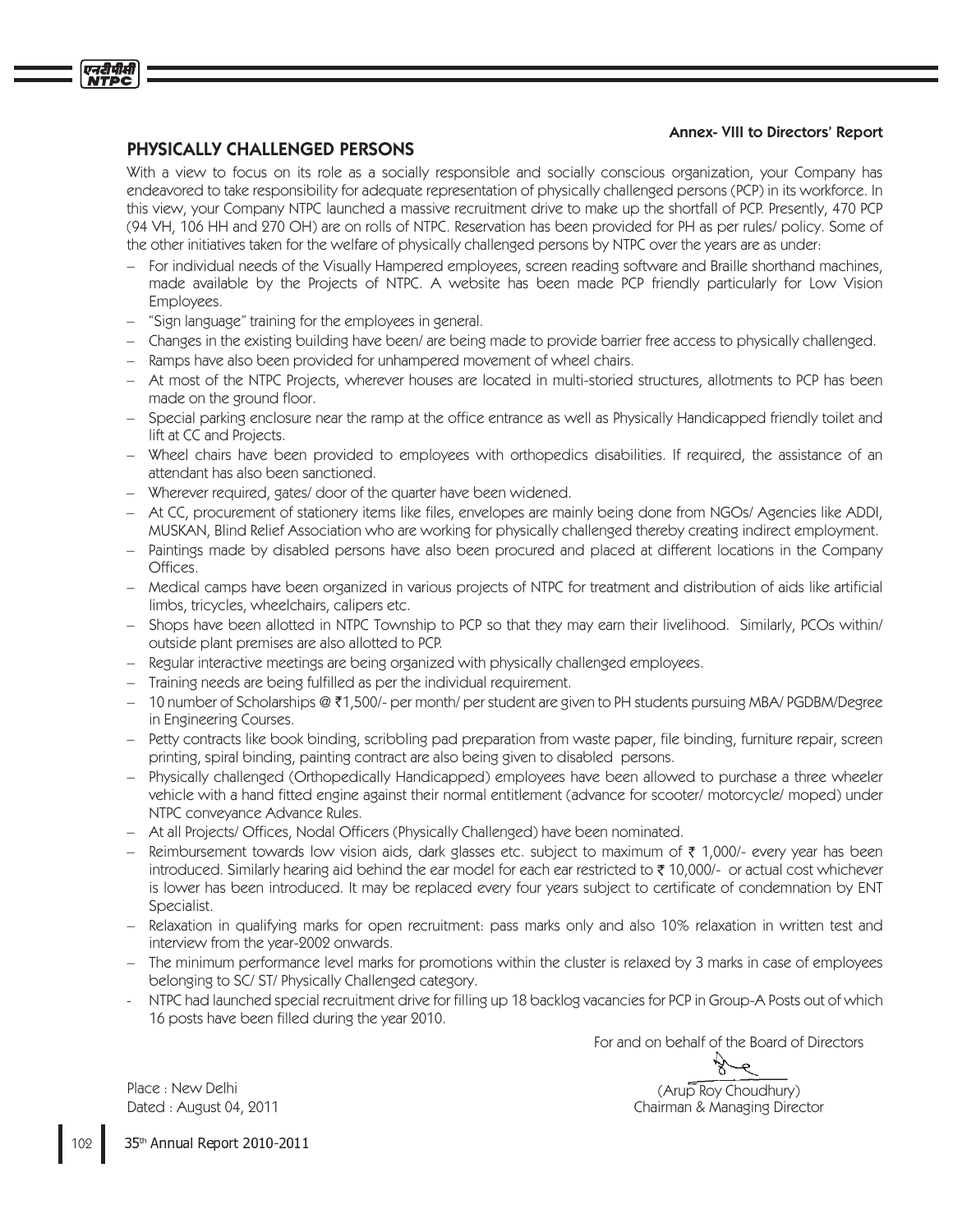Annex- VIII to Directors' Report

## PHYSICALLY CHALLENGED PERSONS

With a view to focus on its role as a socially responsible and socially conscious organization, your Company has endeavored to take responsibility for adequate representation of physically challenged persons (PCP) in its workforce. In this view, your Company NTPC launched a massive recruitment drive to make up the shortfall of PCP. Presently, 470 PCP (94 VH, 106 HH and 270 OH) are on rolls of NTPC. Reservation has been provided for PH as per rules/ policy. Some of the other initiatives taken for the welfare of physically challenged persons by NTPC over the years are as under:

- For individual needs of the Visually Hampered employees, screen reading software and Braille shorthand machines, made available by the Projects of NTPC. A website has been made PCP friendly particularly for Low Vision Employees.
- "Sign language" training for the employees in general.
- Changes in the existing building have been/ are being made to provide barrier free access to physically challenged.
- Ramps have also been provided for unhampered movement of wheel chairs.
- At most of the NTPC Projects, wherever houses are located in multi-storied structures, allotments to PCP has been made on the ground floor.
- Special parking enclosure near the ramp at the office entrance as well as Physically Handicapped friendly toilet and lift at CC and Projects.
- Wheel chairs have been provided to employees with orthopedics disabilities. If required, the assistance of an attendant has also been sanctioned.
- Wherever required, gates/ door of the quarter have been widened.
- At CC, procurement of stationery items like files, envelopes are mainly being done from NGOs/ Agencies like ADDI, MUSKAN, Blind Relief Association who are working for physically challenged thereby creating indirect employment.
- Paintings made by disabled persons have also been procured and placed at different locations in the Company Offices.
- Medical camps have been organized in various projects of NTPC for treatment and distribution of aids like artificial limbs, tricycles, wheelchairs, calipers etc.
- Shops have been allotted in NTPC Township to PCP so that they may earn their livelihood. Similarly, PCOs within/ outside plant premises are also allotted to PCP.
- Regular interactive meetings are being organized with physically challenged employees.
- Training needs are being fulfilled as per the individual requirement.
- 10 number of Scholarships @ ₹1,500/- per month/ per student are given to PH students pursuing MBA/ PGDBM/Degree in Engineering Courses.
- Petty contracts like book binding, scribbling pad preparation from waste paper, file binding, furniture repair, screen printing, spiral binding, painting contract are also being given to disabled persons.
- Physically challenged (Orthopedically Handicapped) employees have been allowed to purchase a three wheeler vehicle with a hand fitted engine against their normal entitlement (advance for scooter/ motorcycle/ moped) under NTPC conveyance Advance Rules.
- At all Projects/ Offices, Nodal Officers (Physically Challenged) have been nominated.
- Reimbursement towards low vision aids, dark glasses etc. subject to maximum of ₹ 1,000/- every year has been introduced. Similarly hearing aid behind the ear model for each ear restricted to ₹ 10,000/- or actual cost whichever is lower has been introduced. It may be replaced every four years subject to certificate of condemnation by ENT Specialist.
- Relaxation in qualifying marks for open recruitment: pass marks only and also 10% relaxation in written test and interview from the year-2002 onwards.
- The minimum performance level marks for promotions within the cluster is relaxed by 3 marks in case of employees belonging to SC/ ST/ Physically Challenged category.
- NTPC had launched special recruitment drive for filling up 18 backlog vacancies for PCP in Group-A Posts out of which 16 posts have been filled during the year 2010.

For and on behalf of the Board of Directors

(Arup Roy Choudhury)
Chairman & Managing Director

Place : New Delhi
Dated : August 04, 2011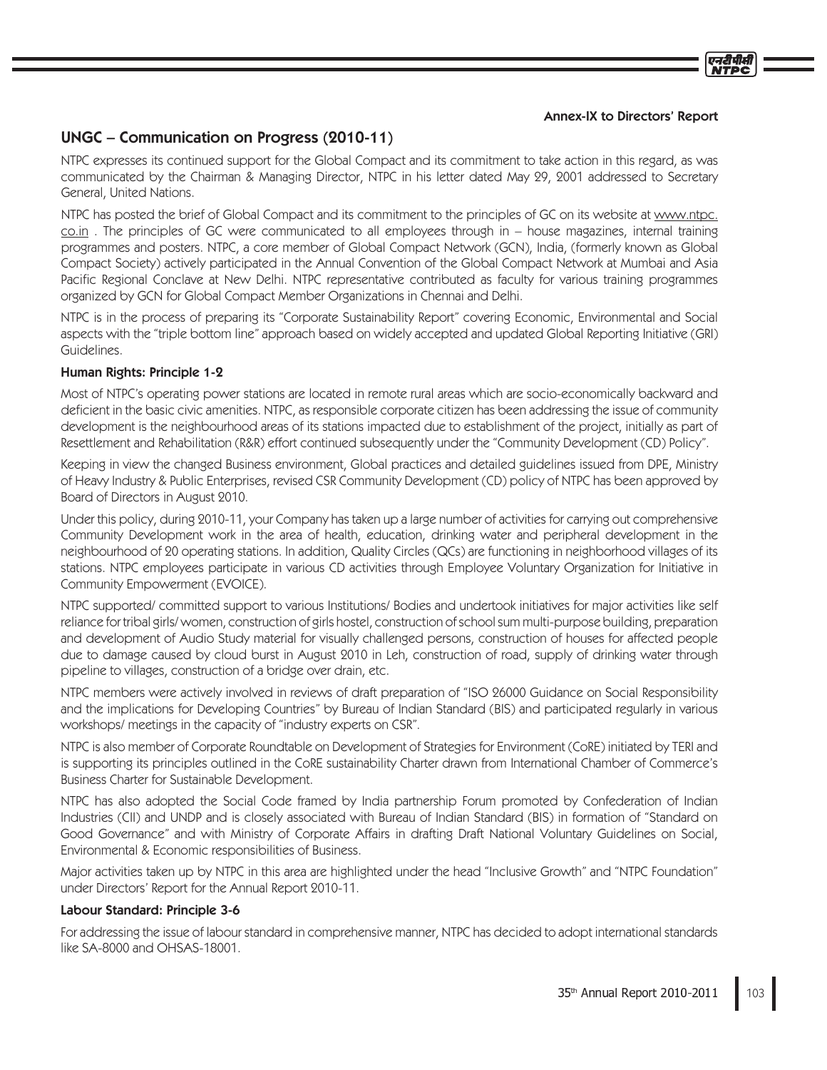**Annex-IX to Directors' Report**

## UNGC – Communication on Progress (2010-11)

NTPC expresses its continued support for the Global Compact and its commitment to take action in this regard, as was communicated by the Chairman & Managing Director, NTPC in his letter dated May 29, 2001 addressed to Secretary General, United Nations.

NTPC has posted the brief of Global Compact and its commitment to the principles of GC on its website at www.ntpc.co.in . The principles of GC were communicated to all employees through in – house magazines, internal training programmes and posters. NTPC, a core member of Global Compact Network (GCN), India, (formerly known as Global Compact Society) actively participated in the Annual Convention of the Global Compact Network at Mumbai and Asia Pacific Regional Conclave at New Delhi. NTPC representative contributed as faculty for various training programmes organized by GCN for Global Compact Member Organizations in Chennai and Delhi.

NTPC is in the process of preparing its "Corporate Sustainability Report" covering Economic, Environmental and Social aspects with the "triple bottom line" approach based on widely accepted and updated Global Reporting Initiative (GRI) Guidelines.

### Human Rights: Principle 1-2

Most of NTPC's operating power stations are located in remote rural areas which are socio-economically backward and deficient in the basic civic amenities. NTPC, as responsible corporate citizen has been addressing the issue of community development is the neighbourhood areas of its stations impacted due to establishment of the project, initially as part of Resettlement and Rehabilitation (R&R) effort continued subsequently under the "Community Development (CD) Policy".

Keeping in view the changed Business environment, Global practices and detailed guidelines issued from DPE, Ministry of Heavy Industry & Public Enterprises, revised CSR Community Development (CD) policy of NTPC has been approved by Board of Directors in August 2010.

Under this policy, during 2010-11, your Company has taken up a large number of activities for carrying out comprehensive Community Development work in the area of health, education, drinking water and peripheral development in the neighbourhood of 20 operating stations. In addition, Quality Circles (QCs) are functioning in neighborhood villages of its stations. NTPC employees participate in various CD activities through Employee Voluntary Organization for Initiative in Community Empowerment (EVOICE).

NTPC supported/ committed support to various Institutions/ Bodies and undertook initiatives for major activities like self reliance for tribal girls/ women, construction of girls hostel, construction of school sum multi-purpose building, preparation and development of Audio Study material for visually challenged persons, construction of houses for affected people due to damage caused by cloud burst in August 2010 in Leh, construction of road, supply of drinking water through pipeline to villages, construction of a bridge over drain, etc.

NTPC members were actively involved in reviews of draft preparation of "ISO 26000 Guidance on Social Responsibility and the implications for Developing Countries" by Bureau of Indian Standard (BIS) and participated regularly in various workshops/ meetings in the capacity of "industry experts on CSR".

NTPC is also member of Corporate Roundtable on Development of Strategies for Environment (CoRE) initiated by TERI and is supporting its principles outlined in the CoRE sustainability Charter drawn from International Chamber of Commerce's Business Charter for Sustainable Development.

NTPC has also adopted the Social Code framed by India partnership Forum promoted by Confederation of Indian Industries (CII) and UNDP and is closely associated with Bureau of Indian Standard (BIS) in formation of "Standard on Good Governance" and with Ministry of Corporate Affairs in drafting Draft National Voluntary Guidelines on Social, Environmental & Economic responsibilities of Business.

Major activities taken up by NTPC in this area are highlighted under the head "Inclusive Growth" and "NTPC Foundation" under Directors' Report for the Annual Report 2010-11.

### Labour Standard: Principle 3-6

For addressing the issue of labour standard in comprehensive manner, NTPC has decided to adopt international standards like SA-8000 and OHSAS-18001.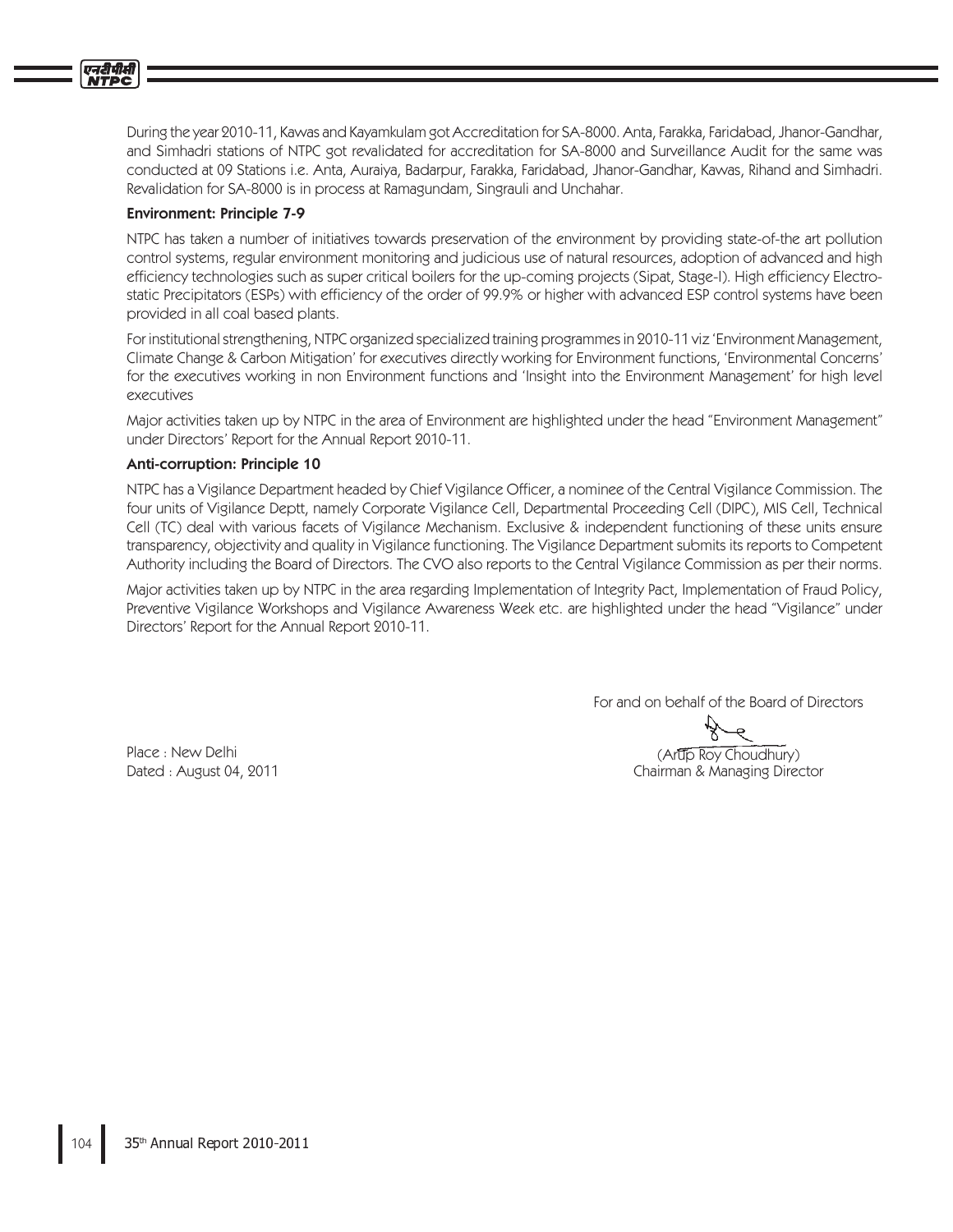During the year 2010-11, Kawas and Kayamkulam got Accreditation for SA-8000. Anta, Farakka, Faridabad, Jhanor-Gandhar, and Simhadri stations of NTPC got revalidated for accreditation for SA-8000 and Surveillance Audit for the same was conducted at 09 Stations i.e. Anta, Auraiya, Badarpur, Farakka, Faridabad, Jhanor-Gandhar, Kawas, Rihand and Simhadri. Revalidation for SA-8000 is in process at Ramagundam, Singrauli and Unchahar.

**Environment: Principle 7-9**

NTPC has taken a number of initiatives towards preservation of the environment by providing state-of-the art pollution control systems, regular environment monitoring and judicious use of natural resources, adoption of advanced and high efficiency technologies such as super critical boilers for the up-coming projects (Sipat, Stage-I). High efficiency Electrostatic Precipitators (ESPs) with efficiency of the order of 99.9% or higher with advanced ESP control systems have been provided in all coal based plants.

For institutional strengthening, NTPC organized specialized training programmes in 2010-11 viz 'Environment Management, Climate Change & Carbon Mitigation' for executives directly working for Environment functions, 'Environmental Concerns' for the executives working in non Environment functions and 'Insight into the Environment Management' for high level executives

Major activities taken up by NTPC in the area of Environment are highlighted under the head "Environment Management" under Directors' Report for the Annual Report 2010-11.

**Anti-corruption: Principle 10**

NTPC has a Vigilance Department headed by Chief Vigilance Officer, a nominee of the Central Vigilance Commission. The four units of Vigilance Deptt, namely Corporate Vigilance Cell, Departmental Proceeding Cell (DIPC), MIS Cell, Technical Cell (TC) deal with various facets of Vigilance Mechanism. Exclusive & independent functioning of these units ensure transparency, objectivity and quality in Vigilance functioning. The Vigilance Department submits its reports to Competent Authority including the Board of Directors. The CVO also reports to the Central Vigilance Commission as per their norms.

Major activities taken up by NTPC in the area regarding Implementation of Integrity Pact, Implementation of Fraud Policy, Preventive Vigilance Workshops and Vigilance Awareness Week etc. are highlighted under the head "Vigilance" under Directors' Report for the Annual Report 2010-11.

For and on behalf of the Board of Directors

(Arup Roy Choudhury)
Chairman & Managing Director

Place : New Delhi
Dated : August 04, 2011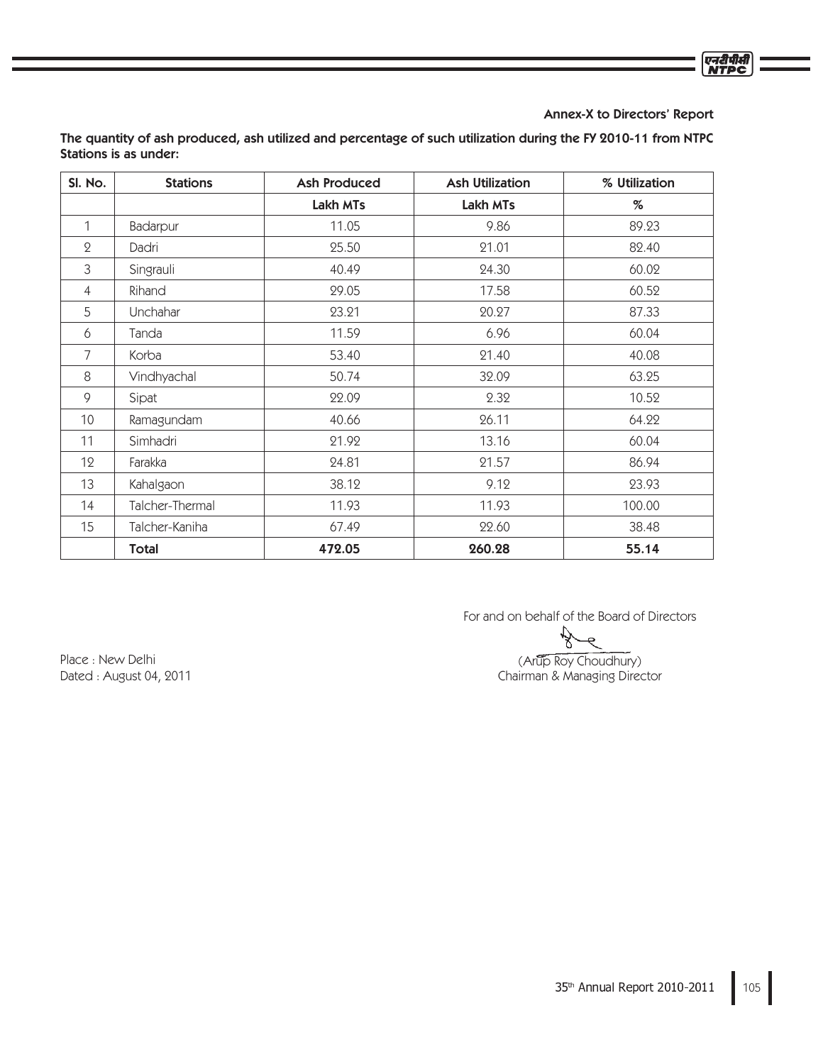**Annex-X to Directors' Report**

**The quantity of ash produced, ash utilized and percentage of such utilization during the FY 2010-11 from NTPC Stations is as under:**

| Sl. No. | Stations | Ash Produced | Ash Utilization | % Utilization |
|---|---|---|---|---|
| | | Lakh MTs | Lakh MTs | % |
| 1 | Badarpur | 11.05 | 9.86 | 89.23 |
| 2 | Dadri | 25.50 | 21.01 | 82.40 |
| 3 | Singrauli | 40.49 | 24.30 | 60.02 |
| 4 | Rihand | 29.05 | 17.58 | 60.52 |
| 5 | Unchahar | 23.21 | 20.27 | 87.33 |
| 6 | Tanda | 11.59 | 6.96 | 60.04 |
| 7 | Korba | 53.40 | 21.40 | 40.08 |
| 8 | Vindhyachal | 50.74 | 32.09 | 63.25 |
| 9 | Sipat | 22.09 | 2.32 | 10.52 |
| 10 | Ramagundam | 40.66 | 26.11 | 64.22 |
| 11 | Simhadri | 21.92 | 13.16 | 60.04 |
| 12 | Farakka | 24.81 | 21.57 | 86.94 |
| 13 | Kahalgaon | 38.12 | 9.12 | 23.93 |
| 14 | Talcher-Thermal | 11.93 | 11.93 | 100.00 |
| 15 | Talcher-Kaniha | 67.49 | 22.60 | 38.48 |
| | **Total** | **472.05** | **260.28** | **55.14** |

For and on behalf of the Board of Directors

(Arup Roy Choudhury)
Chairman & Managing Director

Place : New Delhi
Dated : August 04, 2011